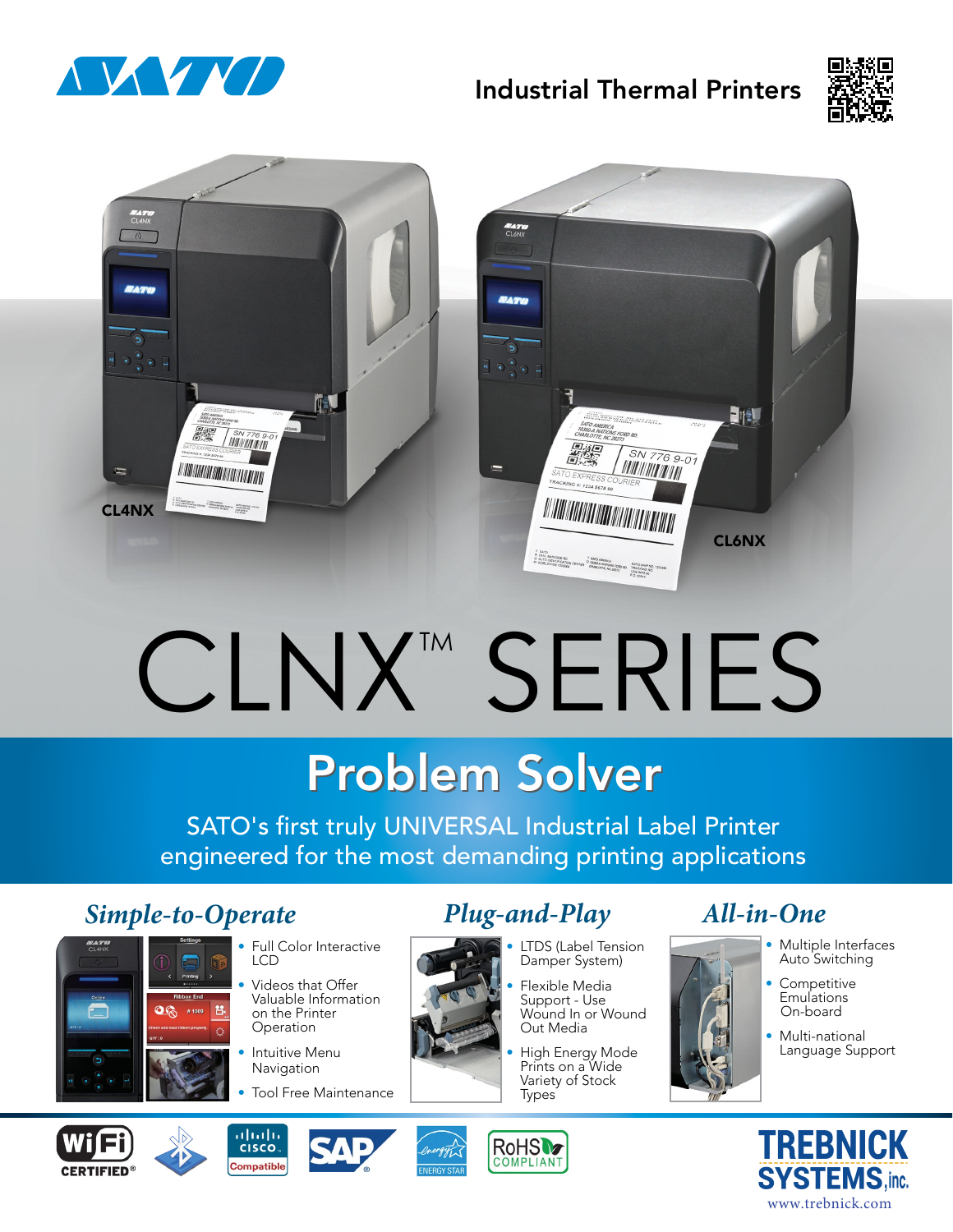# Industrial Thermal Printers

CL4NX

CL6NX

# CLNX™ SERIES

## Problem Solver

SATO's first truly UNIVERSAL Industrial Label Printer engineered for the most demanding printing applications

### *Simple-to-Operate*

- Full Color Interactive LCD
- Videos that Offer Valuable Information on the Printer Operation
- Intuitive Menu Navigation
- Tool Free Maintenance

### *Plug-and-Play*

- LTDS (Label Tension Damper System)
- Flexible Media Support - Use Wound In or Wound Out Media
- High Energy Mode Prints on a Wide Variety of Stock Types

### *All-in-One*

- Multiple Interfaces Auto Switching
- Competitive Emulations On-board
- Multi-national Language Support

WiFi CERTIFIED® | Cisco Compatible | SAP® | ENERGY STAR | RoHS COMPLIANT

TREBNICK SYSTEMS, inc.
www.trebnick.com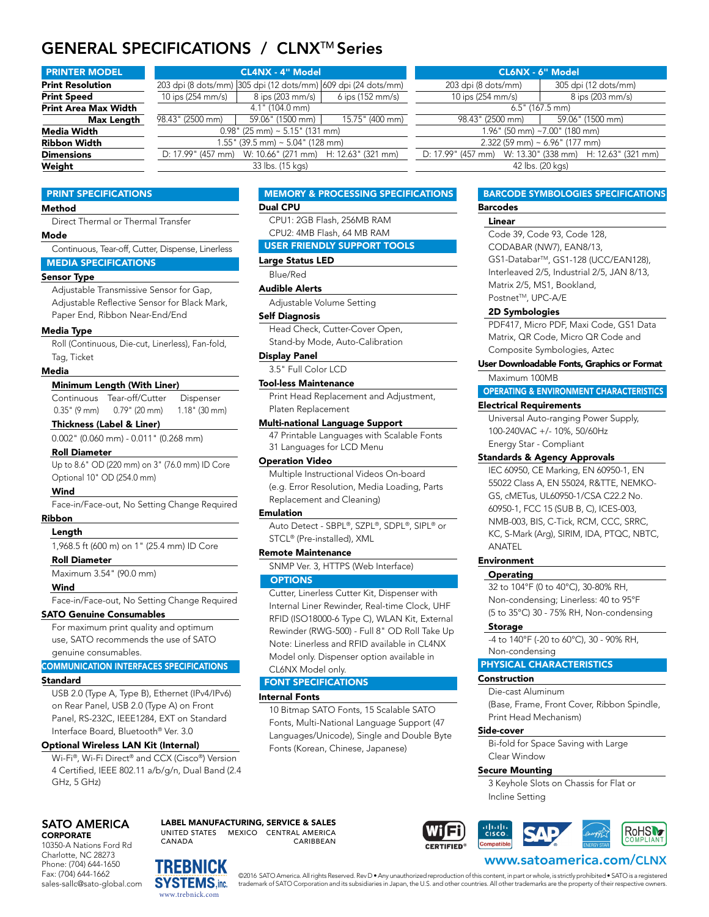# GENERAL SPECIFICATIONS / CLNX™ Series

| PRINTER MODEL | CL4NX - 4" Model | | | CL6NX - 6" Model | |
|---|---|---|---|---|---|
| **Print Resolution** | 203 dpi (8 dots/mm) | 305 dpi (12 dots/mm) | 609 dpi (24 dots/mm) | 203 dpi (8 dots/mm) | 305 dpi (12 dots/mm) |
| **Print Speed** | 10 ips (254 mm/s) | 8 ips (203 mm/s) | 6 ips (152 mm/s) | 10 ips (254 mm/s) | 8 ips (203 mm/s) |
| **Print Area Max Width** | 4.1" (104.0 mm) | | | 6.5" (167.5 mm) | |
| **Max Length** | 98.43" (2500 mm) | 59.06" (1500 mm) | 15.75" (400 mm) | 98.43" (2500 mm) | 59.06" (1500 mm) |
| **Media Width** | 0.98" (25 mm) ~ 5.15" (131 mm) | | | 1.96" (50 mm) ~7.00" (180 mm) | |
| **Ribbon Width** | 1.55" (39.5 mm) ~ 5.04" (128 mm) | | | 2.322 (59 mm) ~ 6.96" (177 mm) | |
| **Dimensions** | D: 17.99" (457 mm) | W: 10.66" (271 mm) | H: 12.63" (321 mm) | D: 17.99" (457 mm) W: 13.30" (338 mm) | H: 12.63" (321 mm) |
| **Weight** | 33 lbs. (15 kgs) | | | 42 lbs. (20 kgs) | |

## PRINT SPECIFICATIONS

**Method**

Direct Thermal or Thermal Transfer

**Mode**

Continuous, Tear-off, Cutter, Dispense, Linerless

## MEDIA SPECIFICATIONS

**Sensor Type**

Adjustable Transmissive Sensor for Gap, Adjustable Reflective Sensor for Black Mark, Paper End, Ribbon Near-End/End

**Media Type**

Roll (Continuous, Die-cut, Linerless), Fan-fold, Tag, Ticket

**Media**

**Minimum Length (With Liner)**

| Continuous | Tear-off/Cutter | Dispenser |
|---|---|---|
| 0.35" (9 mm) | 0.79" (20 mm) | 1.18" (30 mm) |

**Thickness (Label & Liner)**

0.002" (0.060 mm) - 0.011" (0.268 mm)

**Roll Diameter**

Up to 8.6" OD (220 mm) on 3" (76.0 mm) ID Core
Optional 10" OD (254.0 mm)

**Wind**

Face-in/Face-out, No Setting Change Required

**Ribbon**

**Length**

1,968.5 ft (600 m) on 1" (25.4 mm) ID Core

**Roll Diameter**

Maximum 3.54" (90.0 mm)

**Wind**

Face-in/Face-out, No Setting Change Required

**SATO Genuine Consumables**

For maximum print quality and optimum use, SATO recommends the use of SATO genuine consumables.

## COMMUNICATION INTERFACES SPECIFICATIONS

**Standard**

USB 2.0 (Type A, Type B), Ethernet (IPv4/IPv6) on Rear Panel, USB 2.0 (Type A) on Front Panel, RS-232C, IEEE1284, EXT on Standard Interface Board, Bluetooth® Ver. 3.0

**Optional Wireless LAN Kit (Internal)**

Wi-Fi®, Wi-Fi Direct® and CCX (Cisco®) Version 4 Certified, IEEE 802.11 a/b/g/n, Dual Band (2.4 GHz, 5 GHz)

## MEMORY & PROCESSING SPECIFICATIONS

**Dual CPU**

CPU1: 2GB Flash, 256MB RAM
CPU2: 4MB Flash, 64 MB RAM

## USER FRIENDLY SUPPORT TOOLS

**Large Status LED**

Blue/Red

**Audible Alerts**

Adjustable Volume Setting

**Self Diagnosis**

Head Check, Cutter-Cover Open, Stand-by Mode, Auto-Calibration

**Display Panel**

3.5" Full Color LCD

**Tool-less Maintenance**

Print Head Replacement and Adjustment, Platen Replacement

**Multi-national Language Support**

47 Printable Languages with Scalable Fonts
31 Languages for LCD Menu

**Operation Video**

Multiple Instructional Videos On-board (e.g. Error Resolution, Media Loading, Parts Replacement and Cleaning)

**Emulation**

Auto Detect - SBPL®, SZPL®, SDPL®, SIPL® or STCL® (Pre-installed), XML

**Remote Maintenance**

SNMP Ver. 3, HTTPS (Web Interface)

## OPTIONS

Cutter, Linerless Cutter Kit, Dispenser with Internal Liner Rewinder, Real-time Clock, UHF RFID (ISO18000-6 Type C), WLAN Kit, External Rewinder (RWG-500) - Full 8" OD Roll Take Up
Note: Linerless and RFID available in CL4NX Model only. Dispenser option available in CL6NX Model only.

## FONT SPECIFICATIONS

**Internal Fonts**

10 Bitmap SATO Fonts, 15 Scalable SATO Fonts, Multi-National Language Support (47 Languages/Unicode), Single and Double Byte Fonts (Korean, Chinese, Japanese)

## BARCODE SYMBOLOGIES SPECIFICATIONS

**Barcodes**

**Linear**

Code 39, Code 93, Code 128, CODABAR (NW7), EAN8/13, GS1-Databar™, GS1-128 (UCC/EAN128), Interleaved 2/5, Industrial 2/5, JAN 8/13, Matrix 2/5, MSI, Bookland, Postnet™, UPC-A/E

**2D Symbologies**

PDF417, Micro PDF, Maxi Code, GS1 Data Matrix, QR Code, Micro QR Code and Composite Symbologies, Aztec

**User Downloadable Fonts, Graphics or Format**

Maximum 100MB

## OPERATING & ENVIRONMENT CHARACTERISTICS

**Electrical Requirements**

Universal Auto-ranging Power Supply, 100-240VAC +/- 10%, 50/60Hz
Energy Star - Compliant

**Standards & Agency Approvals**

IEC 60950, CE Marking, EN 60950-1, EN 55022 Class A, EN 55024, R&TTE, NEMKO-GS, cMETus, UL60950-1/CSA C22.2 No. 60950-1, FCC 15 (SUB B, C), ICES-003, NMB-003, BIS, C-Tick, RCM, CCC, SRRC, KC, S-Mark (Arg), SIRIM, IDA, PTQC, NBTC, ANATEL

**Environment**

**Operating**

32 to 104°F (0 to 40°C), 30-80% RH, Non-condensing; Linerless: 40 to 95°F (5 to 35°C) 30 - 75% RH, Non-condensing

**Storage**

-4 to 140°F (-20 to 60°C), 30 - 90% RH, Non-condensing

## PHYSICAL CHARACTERISTICS

**Construction**

Die-cast Aluminum
(Base, Frame, Front Cover, Ribbon Spindle, Print Head Mechanism)

**Side-cover**

Bi-fold for Space Saving with Large Clear Window

**Secure Mounting**

3 Keyhole Slots on Chassis for Flat or Incline Setting

**SATO AMERICA**
**CORPORATE**
10350-A Nations Ford Rd
Charlotte, NC 28273
Phone: (704) 644-1650
Fax: (704) 644-1662
sales-sallc@sato-global.com

**LABEL MANUFACTURING, SERVICE & SALES**
UNITED STATES MEXICO CENTRAL AMERICA
CANADA CARIBBEAN

TREBNICK SYSTEMS, inc.
www.trebnick.com

www.satoamerica.com/CLNX

©2016 SATO America. All rights Reserved. Rev D • Any unauthorized reproduction of this content, in part or whole, is strictly prohibited • SATO is a registered trademark of SATO Corporation and its subsidiaries in Japan, the U.S. and other countries. All other trademarks are the property of their respective owners.